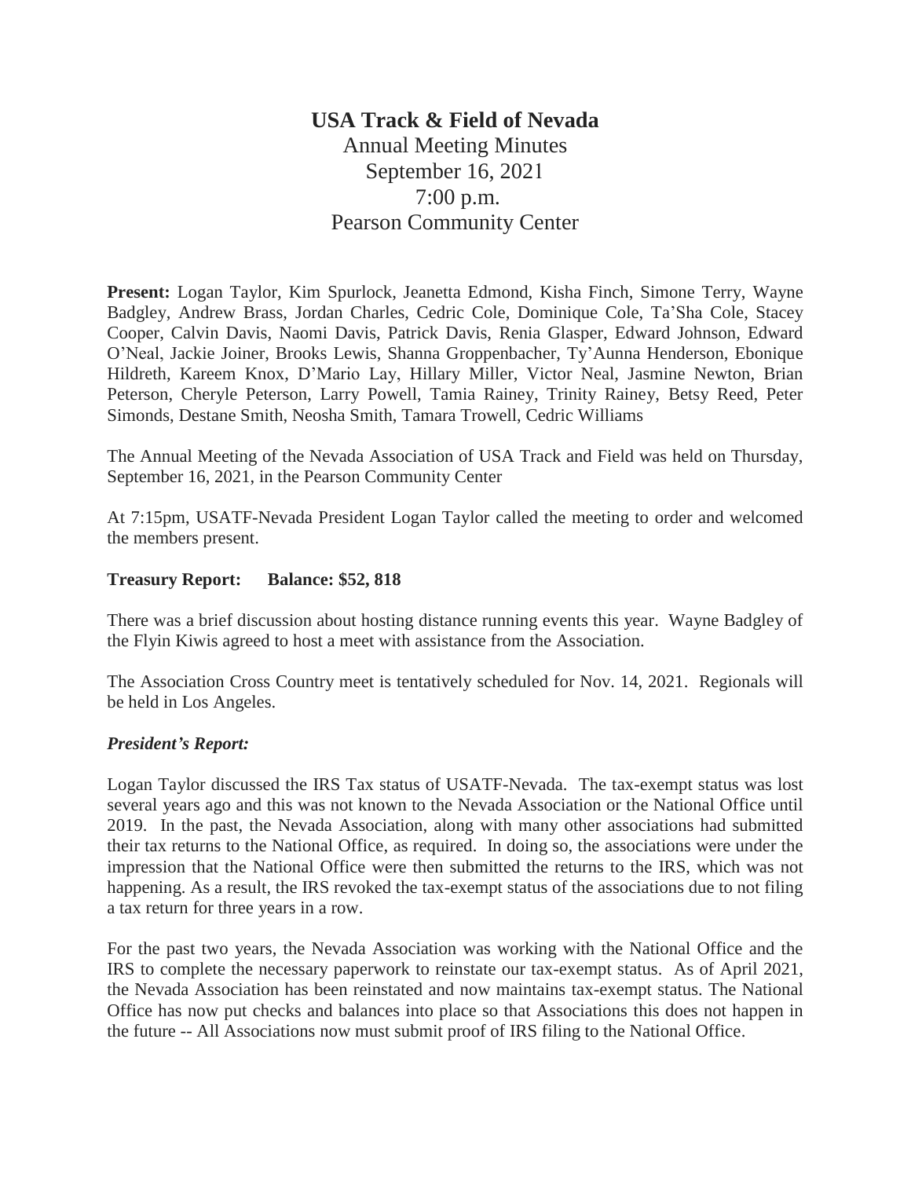# USA Track & Field of Nevada

Annual Meeting Minutes
September 16, 2021
7:00 p.m.
Pearson Community Center

**Present:** Logan Taylor, Kim Spurlock, Jeanetta Edmond, Kisha Finch, Simone Terry, Wayne Badgley, Andrew Brass, Jordan Charles, Cedric Cole, Dominique Cole, Ta'Sha Cole, Stacey Cooper, Calvin Davis, Naomi Davis, Patrick Davis, Renia Glasper, Edward Johnson, Edward O'Neal, Jackie Joiner, Brooks Lewis, Shanna Groppenbacher, Ty'Aunna Henderson, Ebonique Hildreth, Kareem Knox, D'Mario Lay, Hillary Miller, Victor Neal, Jasmine Newton, Brian Peterson, Cheryle Peterson, Larry Powell, Tamia Rainey, Trinity Rainey, Betsy Reed, Peter Simonds, Destane Smith, Neosha Smith, Tamara Trowell, Cedric Williams

The Annual Meeting of the Nevada Association of USA Track and Field was held on Thursday, September 16, 2021, in the Pearson Community Center

At 7:15pm, USATF-Nevada President Logan Taylor called the meeting to order and welcomed the members present.

**Treasury Report: Balance: $52, 818**

There was a brief discussion about hosting distance running events this year. Wayne Badgley of the Flyin Kiwis agreed to host a meet with assistance from the Association.

The Association Cross Country meet is tentatively scheduled for Nov. 14, 2021. Regionals will be held in Los Angeles.

***President's Report:***

Logan Taylor discussed the IRS Tax status of USATF-Nevada. The tax-exempt status was lost several years ago and this was not known to the Nevada Association or the National Office until 2019. In the past, the Nevada Association, along with many other associations had submitted their tax returns to the National Office, as required. In doing so, the associations were under the impression that the National Office were then submitted the returns to the IRS, which was not happening. As a result, the IRS revoked the tax-exempt status of the associations due to not filing a tax return for three years in a row.

For the past two years, the Nevada Association was working with the National Office and the IRS to complete the necessary paperwork to reinstate our tax-exempt status. As of April 2021, the Nevada Association has been reinstated and now maintains tax-exempt status. The National Office has now put checks and balances into place so that Associations this does not happen in the future -- All Associations now must submit proof of IRS filing to the National Office.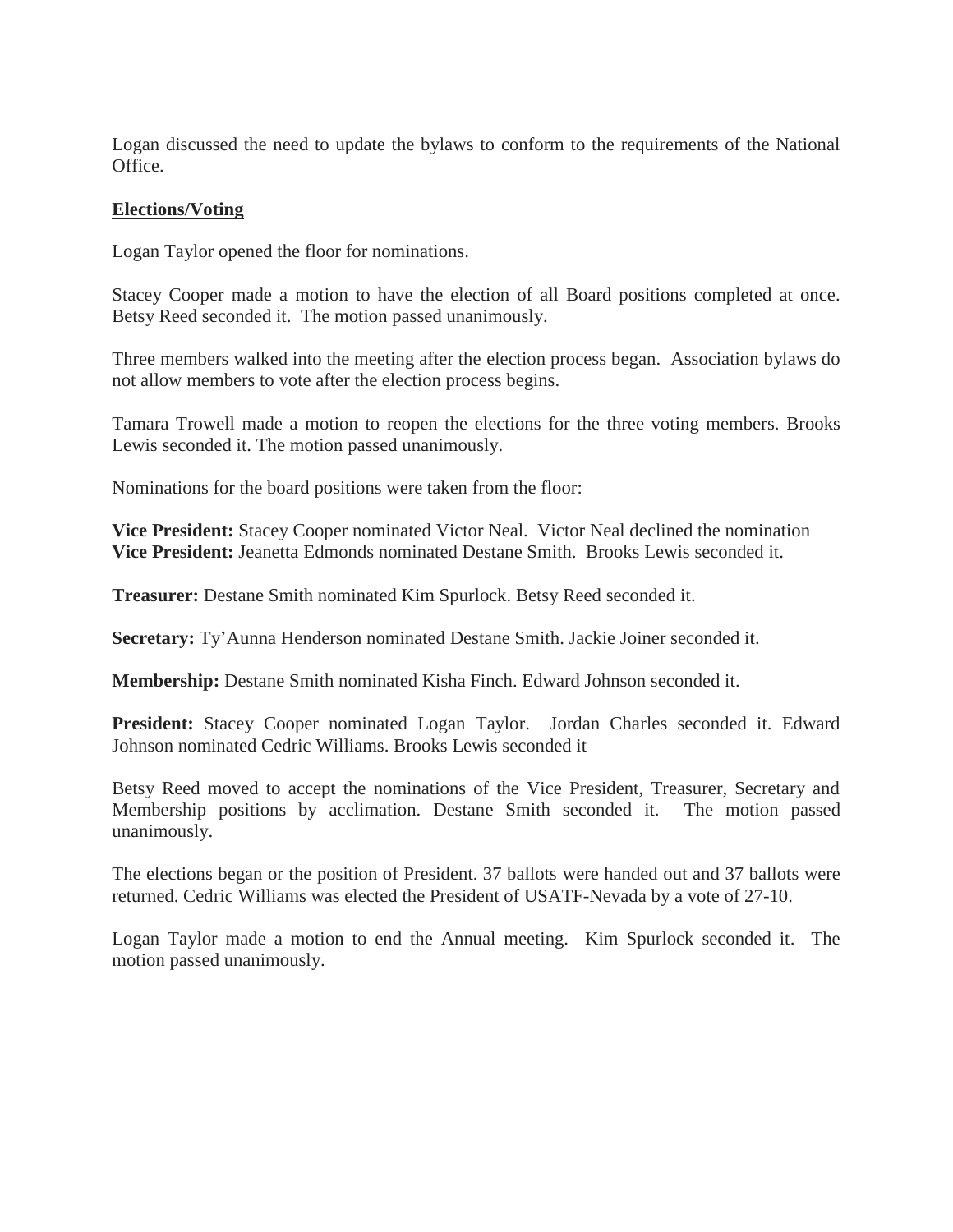Logan discussed the need to update the bylaws to conform to the requirements of the National Office.

**Elections/Voting**

Logan Taylor opened the floor for nominations.

Stacey Cooper made a motion to have the election of all Board positions completed at once. Betsy Reed seconded it. The motion passed unanimously.

Three members walked into the meeting after the election process began. Association bylaws do not allow members to vote after the election process begins.

Tamara Trowell made a motion to reopen the elections for the three voting members. Brooks Lewis seconded it. The motion passed unanimously.

Nominations for the board positions were taken from the floor:

**Vice President:** Stacey Cooper nominated Victor Neal. Victor Neal declined the nomination
**Vice President:** Jeanetta Edmonds nominated Destane Smith. Brooks Lewis seconded it.

**Treasurer:** Destane Smith nominated Kim Spurlock. Betsy Reed seconded it.

**Secretary:** Ty'Aunna Henderson nominated Destane Smith. Jackie Joiner seconded it.

**Membership:** Destane Smith nominated Kisha Finch. Edward Johnson seconded it.

**President:** Stacey Cooper nominated Logan Taylor. Jordan Charles seconded it. Edward Johnson nominated Cedric Williams. Brooks Lewis seconded it

Betsy Reed moved to accept the nominations of the Vice President, Treasurer, Secretary and Membership positions by acclimation. Destane Smith seconded it. The motion passed unanimously.

The elections began or the position of President. 37 ballots were handed out and 37 ballots were returned. Cedric Williams was elected the President of USATF-Nevada by a vote of 27-10.

Logan Taylor made a motion to end the Annual meeting. Kim Spurlock seconded it. The motion passed unanimously.